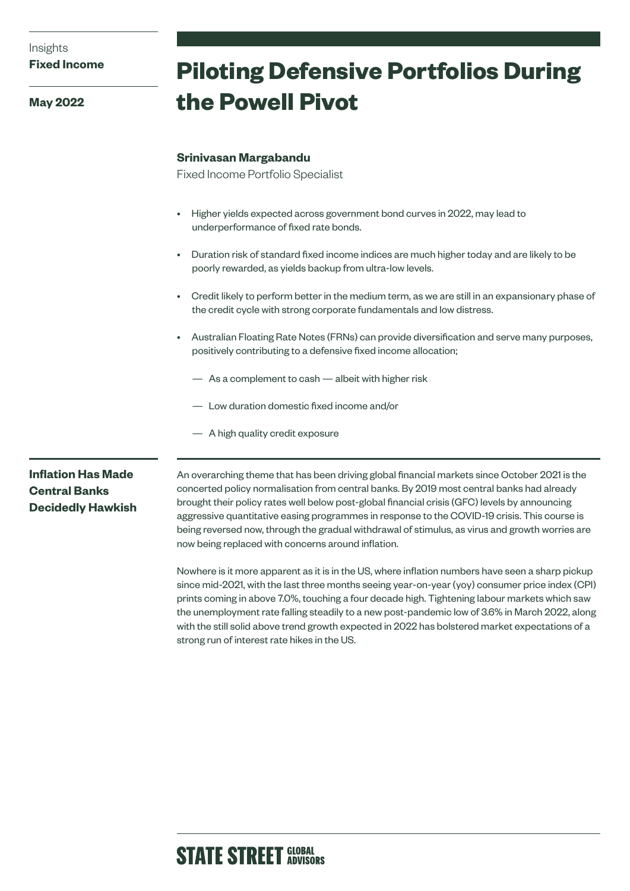Insights
**Fixed Income**

**May 2022**

# Piloting Defensive Portfolios During the Powell Pivot

**Srinivasan Margabandu**
Fixed Income Portfolio Specialist

- Higher yields expected across government bond curves in 2022, may lead to underperformance of fixed rate bonds.
- Duration risk of standard fixed income indices are much higher today and are likely to be poorly rewarded, as yields backup from ultra-low levels.
- Credit likely to perform better in the medium term, as we are still in an expansionary phase of the credit cycle with strong corporate fundamentals and low distress.
- Australian Floating Rate Notes (FRNs) can provide diversification and serve many purposes, positively contributing to a defensive fixed income allocation;
  - As a complement to cash — albeit with higher risk
  - Low duration domestic fixed income and/or
  - A high quality credit exposure

## Inflation Has Made Central Banks Decidedly Hawkish

An overarching theme that has been driving global financial markets since October 2021 is the concerted policy normalisation from central banks. By 2019 most central banks had already brought their policy rates well below post-global financial crisis (GFC) levels by announcing aggressive quantitative easing programmes in response to the COVID-19 crisis. This course is being reversed now, through the gradual withdrawal of stimulus, as virus and growth worries are now being replaced with concerns around inflation.

Nowhere is it more apparent as it is in the US, where inflation numbers have seen a sharp pickup since mid-2021, with the last three months seeing year-on-year (yoy) consumer price index (CPI) prints coming in above 7.0%, touching a four decade high. Tightening labour markets which saw the unemployment rate falling steadily to a new post-pandemic low of 3.6% in March 2022, along with the still solid above trend growth expected in 2022 has bolstered market expectations of a strong run of interest rate hikes in the US.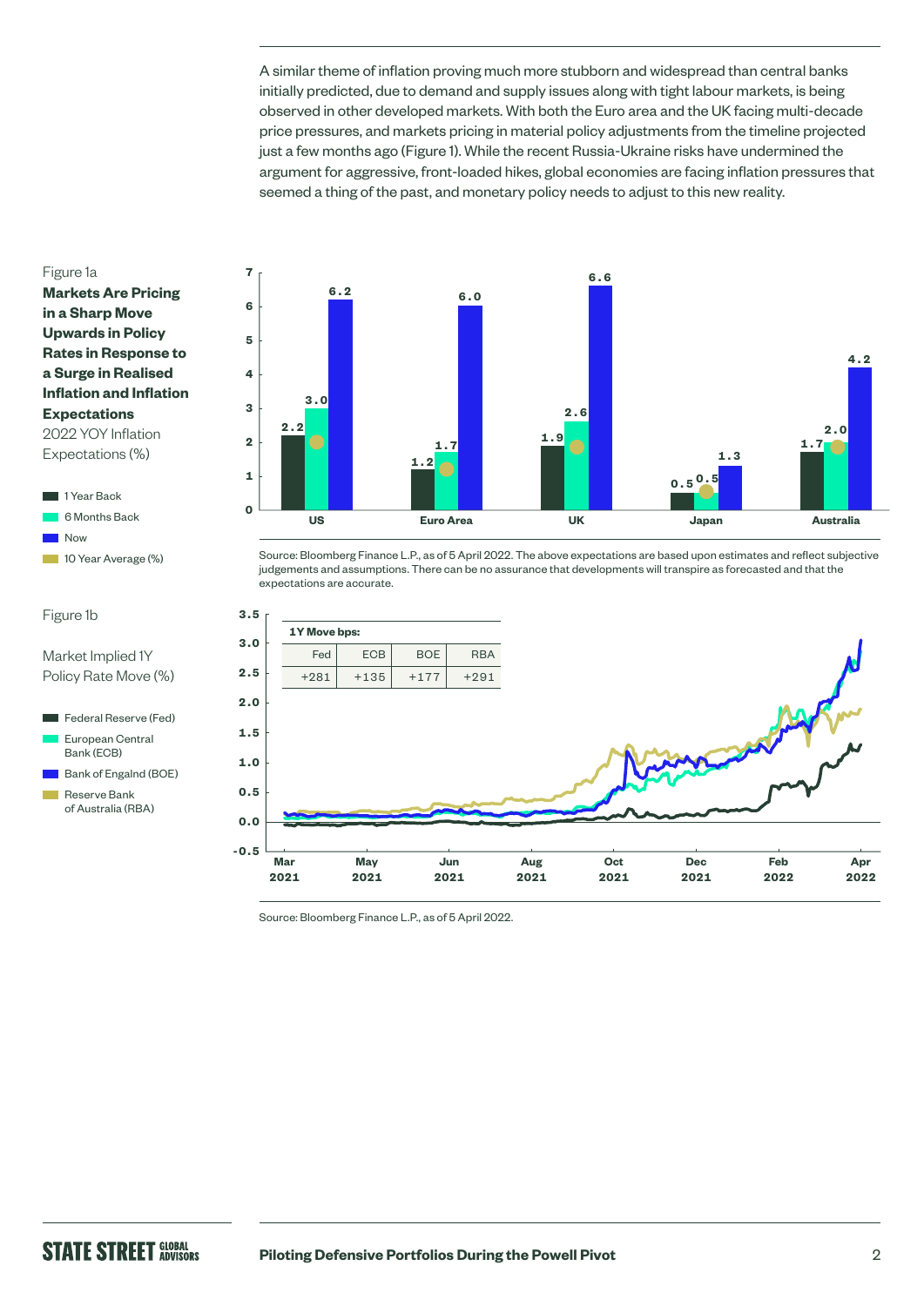A similar theme of inflation proving much more stubborn and widespread than central banks initially predicted, due to demand and supply issues along with tight labour markets, is being observed in other developed markets. With both the Euro area and the UK facing multi-decade price pressures, and markets pricing in material policy adjustments from the timeline projected just a few months ago (Figure 1). While the recent Russia-Ukraine risks have undermined the argument for aggressive, front-loaded hikes, global economies are facing inflation pressures that seemed a thing of the past, and monetary policy needs to adjust to this new reality.

Figure 1a

**Markets Are Pricing in a Sharp Move Upwards in Policy Rates in Response to a Surge in Realised Inflation and Inflation Expectations**

2022 YOY Inflation Expectations (%)

| | 1 Year Back | 6 Months Back | Now |
|---|---|---|---|
| US | 2.2 | 3.0 | 6.2 |
| Euro Area | 1.2 | 1.7 | 6.0 |
| UK | 1.9 | 2.6 | 6.6 |
| Japan | 0.5 | 0.5 | 1.3 |
| Australia | 1.7 | 2.0 | 4.2 |

Legend: 1 Year Back; 6 Months Back; Now; 10 Year Average (%)

Source: Bloomberg Finance L.P., as of 5 April 2022. The above expectations are based upon estimates and reflect subjective judgements and assumptions. There can be no assurance that developments will transpire as forecasted and that the expectations are accurate.

Figure 1b

Market Implied 1Y Policy Rate Move (%)

Legend: Federal Reserve (Fed); European Central Bank (ECB); Bank of Engalnd (BOE); Reserve Bank of Australia (RBA)

| 1Y Move bps: | | | |
|---|---|---|---|
| Fed | ECB | BOE | RBA |
| +281 | +135 | +177 | +291 |

Source: Bloomberg Finance L.P., as of 5 April 2022.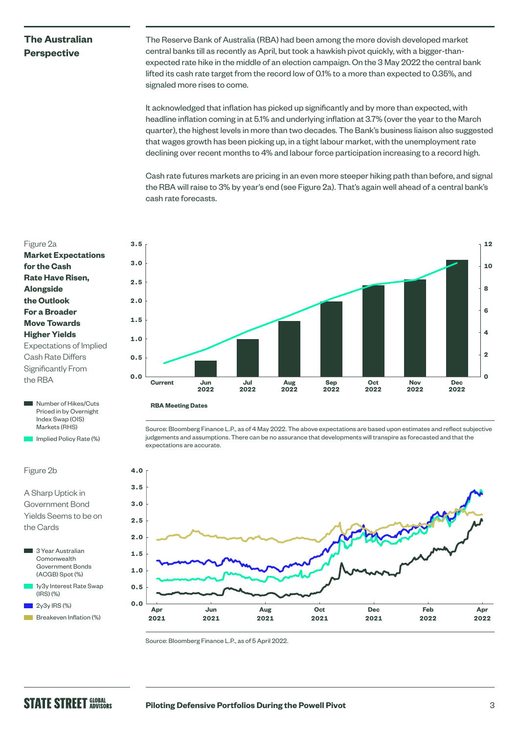## The Australian Perspective

The Reserve Bank of Australia (RBA) had been among the more dovish developed market central banks till as recently as April, but took a hawkish pivot quickly, with a bigger-than-expected rate hike in the middle of an election campaign. On the 3 May 2022 the central bank lifted its cash rate target from the record low of 0.1% to a more than expected to 0.35%, and signaled more rises to come.

It acknowledged that inflation has picked up significantly and by more than expected, with headline inflation coming in at 5.1% and underlying inflation at 3.7% (over the year to the March quarter), the highest levels in more than two decades. The Bank's business liaison also suggested that wages growth has been picking up, in a tight labour market, with the unemployment rate declining over recent months to 4% and labour force participation increasing to a record high.

Cash rate futures markets are pricing in an even more steeper hiking path than before, and signal the RBA will raise to 3% by year's end (see Figure 2a). That's again well ahead of a central bank's cash rate forecasts.

Figure 2a

**Market Expectations for the Cash Rate Have Risen, Alongside the Outlook For a Broader Move Towards Higher Yields**

Expectations of Implied Cash Rate Differs Significantly From the RBA

- Number of Hikes/Cuts Priced in by Overnight Index Swap (OIS) Markets (RHS)
- Implied Policy Rate (%)

RBA Meeting Dates

Source: Bloomberg Finance L.P., as of 4 May 2022. The above expectations are based upon estimates and reflect subjective judgements and assumptions. There can be no assurance that developments will transpire as forecasted and that the expectations are accurate.

Figure 2b

A Sharp Uptick in Government Bond Yields Seems to be on the Cards

- 3 Year Australian Comonwealth Government Bonds (ACGB) Spot (%)
- 1y3y Interest Rate Swap (IRS) (%)
- 2y3y IRS (%)
- Breakeven Inflation (%)

Source: Bloomberg Finance L.P., as of 5 April 2022.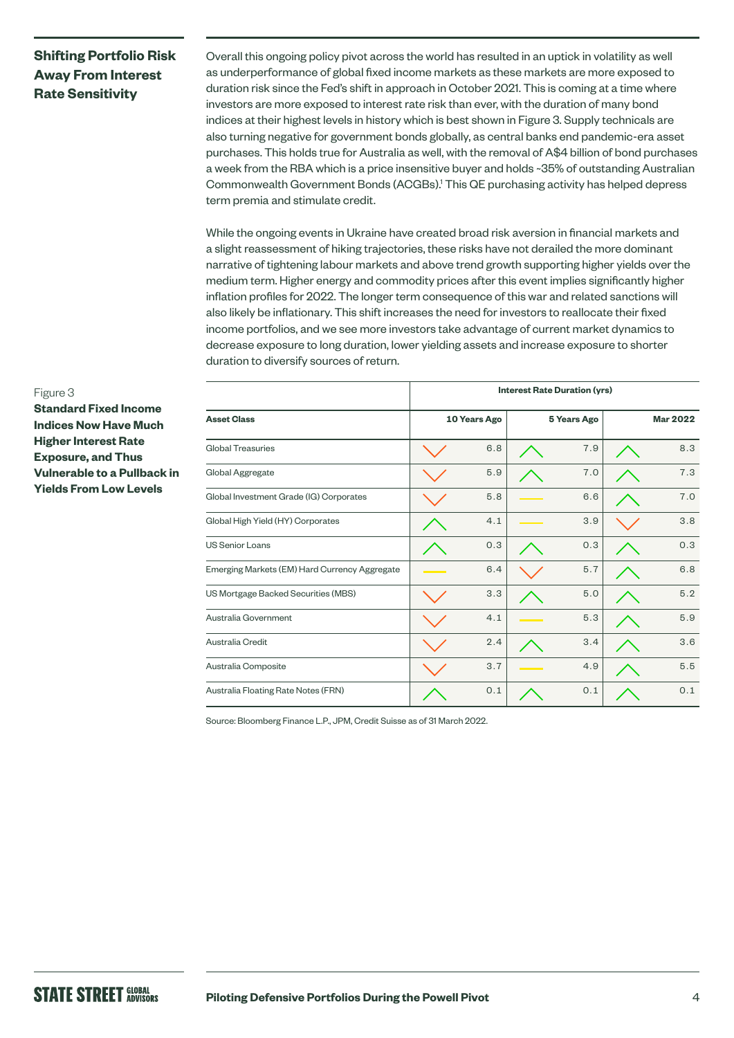## Shifting Portfolio Risk Away From Interest Rate Sensitivity

Overall this ongoing policy pivot across the world has resulted in an uptick in volatility as well as underperformance of global fixed income markets as these markets are more exposed to duration risk since the Fed's shift in approach in October 2021. This is coming at a time where investors are more exposed to interest rate risk than ever, with the duration of many bond indices at their highest levels in history which is best shown in Figure 3. Supply technicals are also turning negative for government bonds globally, as central banks end pandemic-era asset purchases. This holds true for Australia as well, with the removal of A$4 billion of bond purchases a week from the RBA which is a price insensitive buyer and holds ~35% of outstanding Australian Commonwealth Government Bonds (ACGBs).[1] This QE purchasing activity has helped depress term premia and stimulate credit.

While the ongoing events in Ukraine have created broad risk aversion in financial markets and a slight reassessment of hiking trajectories, these risks have not derailed the more dominant narrative of tightening labour markets and above trend growth supporting higher yields over the medium term. Higher energy and commodity prices after this event implies significantly higher inflation profiles for 2022. The longer term consequence of this war and related sanctions will also likely be inflationary. This shift increases the need for investors to reallocate their fixed income portfolios, and we see more investors take advantage of current market dynamics to decrease exposure to long duration, lower yielding assets and increase exposure to shorter duration to diversify sources of return.

Figure 3
**Standard Fixed Income Indices Now Have Much Higher Interest Rate Exposure, and Thus Vulnerable to a Pullback in Yields From Low Levels**

| | Interest Rate Duration (yrs) | | |
|---|---|---|---|
| **Asset Class** | **10 Years Ago** | **5 Years Ago** | **Mar 2022** |
| Global Treasuries | 6.8 | 7.9 | 8.3 |
| Global Aggregate | 5.9 | 7.0 | 7.3 |
| Global Investment Grade (IG) Corporates | 5.8 | 6.6 | 7.0 |
| Global High Yield (HY) Corporates | 4.1 | 3.9 | 3.8 |
| US Senior Loans | 0.3 | 0.3 | 0.3 |
| Emerging Markets (EM) Hard Currency Aggregate | 6.4 | 5.7 | 6.8 |
| US Mortgage Backed Securities (MBS) | 3.3 | 5.0 | 5.2 |
| Australia Government | 4.1 | 5.3 | 5.9 |
| Australia Credit | 2.4 | 3.4 | 3.6 |
| Australia Composite | 3.7 | 4.9 | 5.5 |
| Australia Floating Rate Notes (FRN) | 0.1 | 0.1 | 0.1 |

Source: Bloomberg Finance L.P., JPM, Credit Suisse as of 31 March 2022.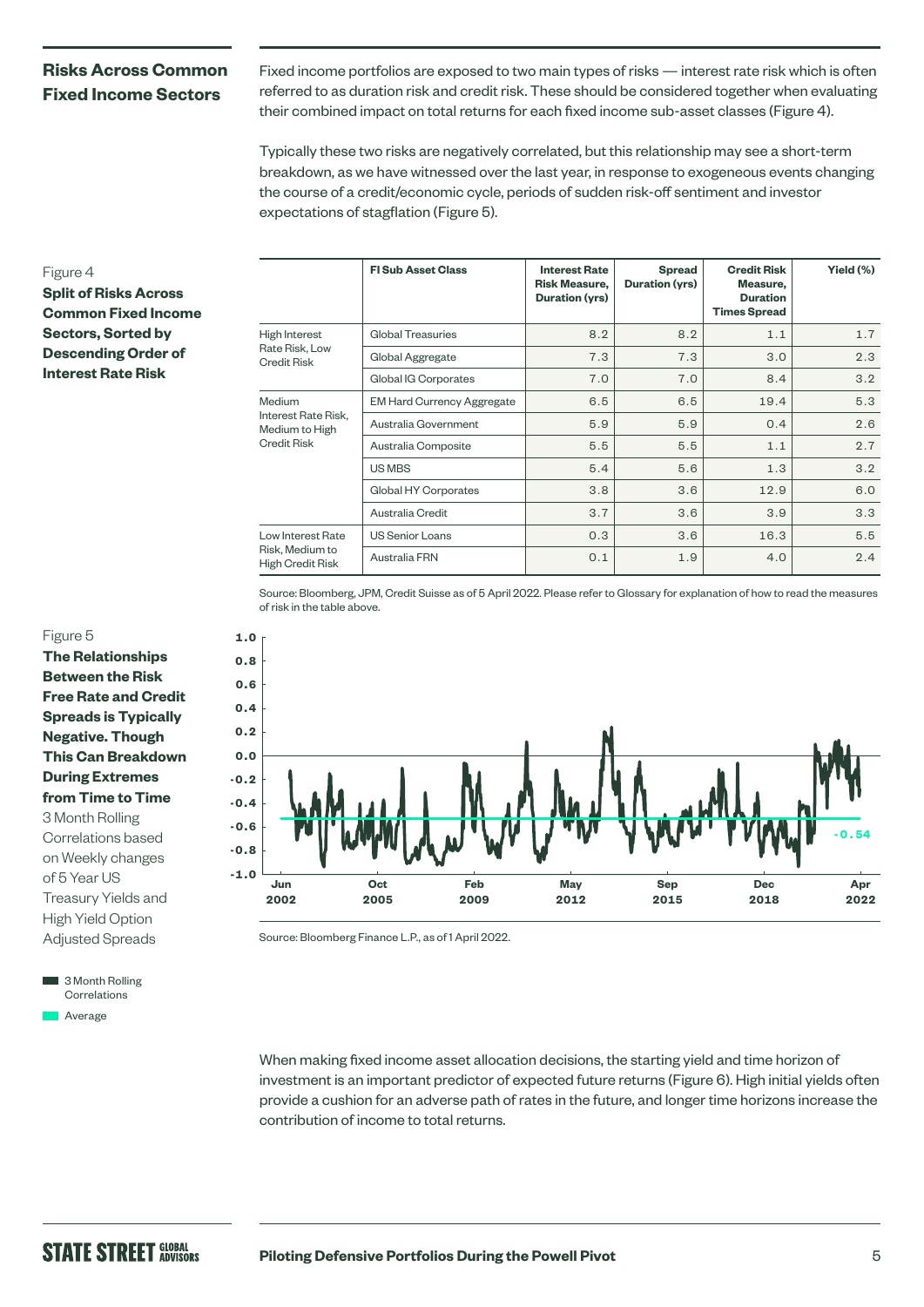## Risks Across Common Fixed Income Sectors

Fixed income portfolios are exposed to two main types of risks — interest rate risk which is often referred to as duration risk and credit risk. These should be considered together when evaluating their combined impact on total returns for each fixed income sub-asset classes (Figure 4).

Typically these two risks are negatively correlated, but this relationship may see a short-term breakdown, as we have witnessed over the last year, in response to exogeneous events changing the course of a credit/economic cycle, periods of sudden risk-off sentiment and investor expectations of stagflation (Figure 5).

Figure 4
**Split of Risks Across Common Fixed Income Sectors, Sorted by Descending Order of Interest Rate Risk**

| | FI Sub Asset Class | Interest Rate Risk Measure, Duration (yrs) | Spread Duration (yrs) | Credit Risk Measure, Duration Times Spread | Yield (%) |
|---|---|---|---|---|---|
| High Interest Rate Risk, Low Credit Risk | Global Treasuries | 8.2 | 8.2 | 1.1 | 1.7 |
| | Global Aggregate | 7.3 | 7.3 | 3.0 | 2.3 |
| | Global IG Corporates | 7.0 | 7.0 | 8.4 | 3.2 |
| Medium Interest Rate Risk, Medium to High Credit Risk | EM Hard Currency Aggregate | 6.5 | 6.5 | 19.4 | 5.3 |
| | Australia Government | 5.9 | 5.9 | 0.4 | 2.6 |
| | Australia Composite | 5.5 | 5.5 | 1.1 | 2.7 |
| | US MBS | 5.4 | 5.6 | 1.3 | 3.2 |
| | Global HY Corporates | 3.8 | 3.6 | 12.9 | 6.0 |
| | Australia Credit | 3.7 | 3.6 | 3.9 | 3.3 |
| Low Interest Rate Risk, Medium to High Credit Risk | US Senior Loans | 0.3 | 3.6 | 16.3 | 5.5 |
| | Australia FRN | 0.1 | 1.9 | 4.0 | 2.4 |

Source: Bloomberg, JPM, Credit Suisse as of 5 April 2022. Please refer to Glossary for explanation of how to read the measures of risk in the table above.

Figure 5
**The Relationships Between the Risk Free Rate and Credit Spreads is Typically Negative. Though This Can Breakdown During Extremes from Time to Time**
3 Month Rolling Correlations based on Weekly changes of 5 Year US Treasury Yields and High Yield Option Adjusted Spreads

Source: Bloomberg Finance L.P., as of 1 April 2022.

When making fixed income asset allocation decisions, the starting yield and time horizon of investment is an important predictor of expected future returns (Figure 6). High initial yields often provide a cushion for an adverse path of rates in the future, and longer time horizons increase the contribution of income to total returns.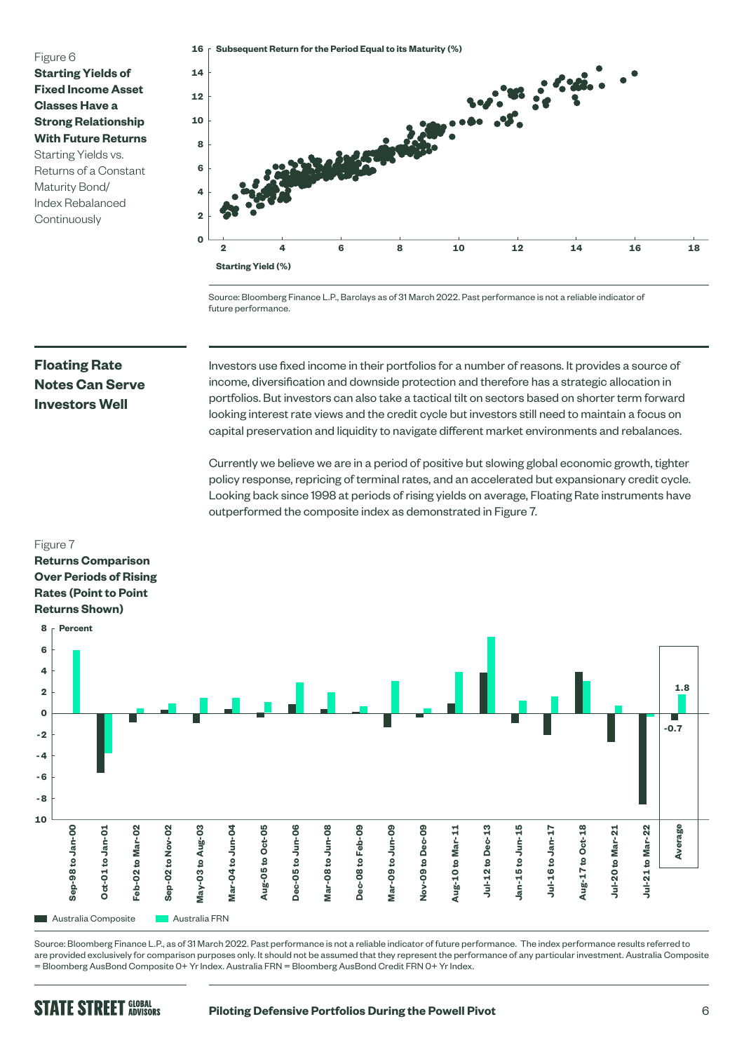Figure 6

**Starting Yields of Fixed Income Asset Classes Have a Strong Relationship With Future Returns**

Starting Yields vs. Returns of a Constant Maturity Bond/ Index Rebalanced Continuously

Source: Bloomberg Finance L.P., Barclays as of 31 March 2022. Past performance is not a reliable indicator of future performance.

## Floating Rate Notes Can Serve Investors Well

Investors use fixed income in their portfolios for a number of reasons. It provides a source of income, diversification and downside protection and therefore has a strategic allocation in portfolios. But investors can also take a tactical tilt on sectors based on shorter term forward looking interest rate views and the credit cycle but investors still need to maintain a focus on capital preservation and liquidity to navigate different market environments and rebalances.

Currently we believe we are in a period of positive but slowing global economic growth, tighter policy response, repricing of terminal rates, and an accelerated but expansionary credit cycle. Looking back since 1998 at periods of rising yields on average, Floating Rate instruments have outperformed the composite index as demonstrated in Figure 7.

Figure 7

**Returns Comparison Over Periods of Rising Rates (Point to Point Returns Shown)**

Source: Bloomberg Finance L.P., as of 31 March 2022. Past performance is not a reliable indicator of future performance. The index performance results referred to are provided exclusively for comparison purposes only. It should not be assumed that they represent the performance of any particular investment. Australia Composite = Bloomberg AusBond Composite 0+ Yr Index. Australia FRN = Bloomberg AusBond Credit FRN 0+ Yr Index.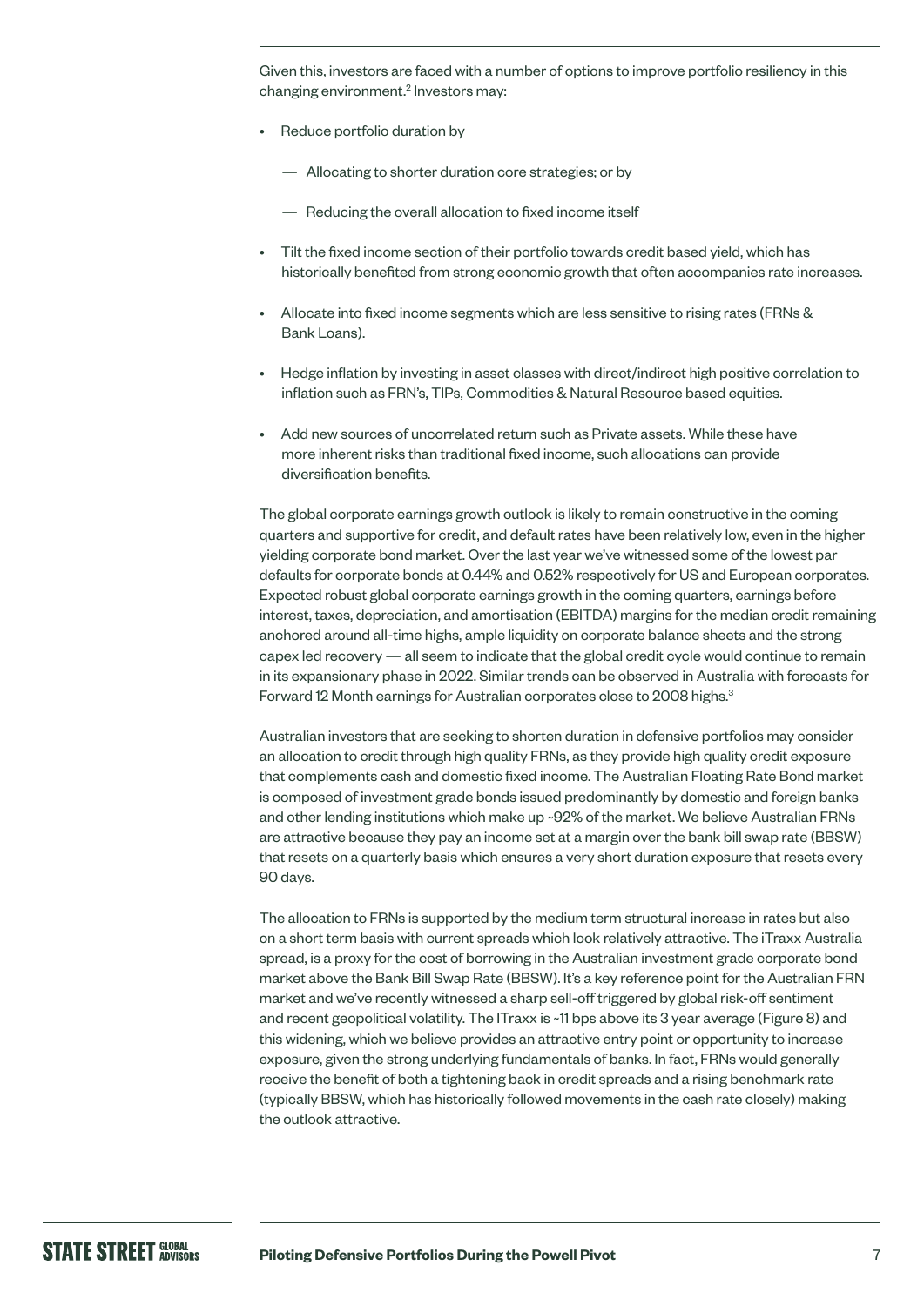Given this, investors are faced with a number of options to improve portfolio resiliency in this changing environment.[2] Investors may:

- Reduce portfolio duration by
  - Allocating to shorter duration core strategies; or by
  - Reducing the overall allocation to fixed income itself
- Tilt the fixed income section of their portfolio towards credit based yield, which has historically benefited from strong economic growth that often accompanies rate increases.
- Allocate into fixed income segments which are less sensitive to rising rates (FRNs & Bank Loans).
- Hedge inflation by investing in asset classes with direct/indirect high positive correlation to inflation such as FRN's, TIPs, Commodities & Natural Resource based equities.
- Add new sources of uncorrelated return such as Private assets. While these have more inherent risks than traditional fixed income, such allocations can provide diversification benefits.

The global corporate earnings growth outlook is likely to remain constructive in the coming quarters and supportive for credit, and default rates have been relatively low, even in the higher yielding corporate bond market. Over the last year we've witnessed some of the lowest par defaults for corporate bonds at 0.44% and 0.52% respectively for US and European corporates. Expected robust global corporate earnings growth in the coming quarters, earnings before interest, taxes, depreciation, and amortisation (EBITDA) margins for the median credit remaining anchored around all-time highs, ample liquidity on corporate balance sheets and the strong capex led recovery — all seem to indicate that the global credit cycle would continue to remain in its expansionary phase in 2022. Similar trends can be observed in Australia with forecasts for Forward 12 Month earnings for Australian corporates close to 2008 highs.[3]

Australian investors that are seeking to shorten duration in defensive portfolios may consider an allocation to credit through high quality FRNs, as they provide high quality credit exposure that complements cash and domestic fixed income. The Australian Floating Rate Bond market is composed of investment grade bonds issued predominantly by domestic and foreign banks and other lending institutions which make up ~92% of the market. We believe Australian FRNs are attractive because they pay an income set at a margin over the bank bill swap rate (BBSW) that resets on a quarterly basis which ensures a very short duration exposure that resets every 90 days.

The allocation to FRNs is supported by the medium term structural increase in rates but also on a short term basis with current spreads which look relatively attractive. The iTraxx Australia spread, is a proxy for the cost of borrowing in the Australian investment grade corporate bond market above the Bank Bill Swap Rate (BBSW). It's a key reference point for the Australian FRN market and we've recently witnessed a sharp sell-off triggered by global risk-off sentiment and recent geopolitical volatility. The ITraxx is ~11 bps above its 3 year average (Figure 8) and this widening, which we believe provides an attractive entry point or opportunity to increase exposure, given the strong underlying fundamentals of banks. In fact, FRNs would generally receive the benefit of both a tightening back in credit spreads and a rising benchmark rate (typically BBSW, which has historically followed movements in the cash rate closely) making the outlook attractive.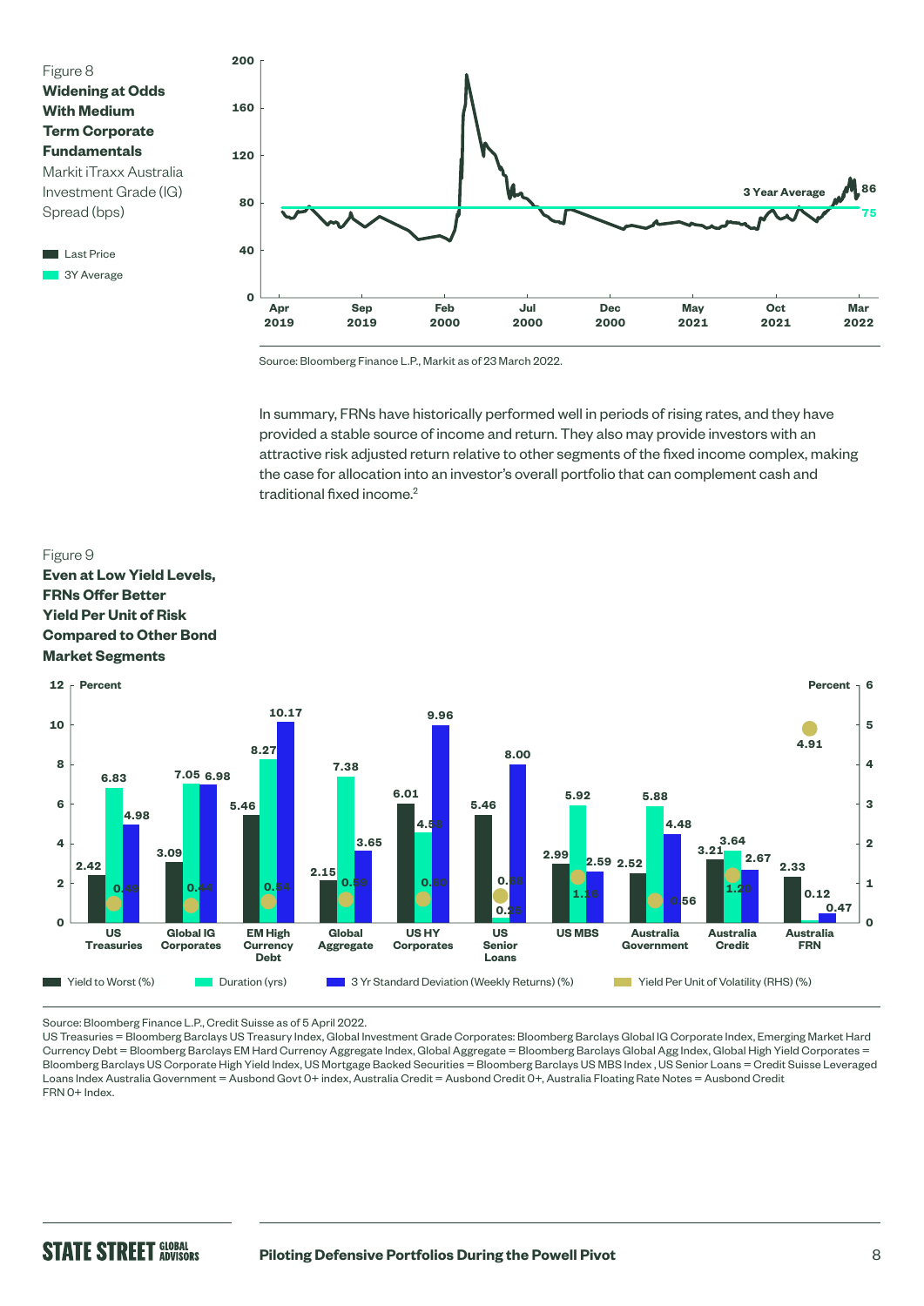Figure 8
**Widening at Odds With Medium Term Corporate Fundamentals**
Markit iTraxx Australia Investment Grade (IG) Spread (bps)

Last Price
3Y Average

3 Year Average 86 75

Apr 2019, Sep 2019, Feb 2000, Jul 2000, Dec 2000, May 2021, Oct 2021, Mar 2022

Source: Bloomberg Finance L.P., Markit as of 23 March 2022.

In summary, FRNs have historically performed well in periods of rising rates, and they have provided a stable source of income and return. They also may provide investors with an attractive risk adjusted return relative to other segments of the fixed income complex, making the case for allocation into an investor's overall portfolio that can complement cash and traditional fixed income.[2]

Figure 9
**Even at Low Yield Levels, FRNs Offer Better Yield Per Unit of Risk Compared to Other Bond Market Segments**

| | Yield to Worst (%) | Duration (yrs) | 3 Yr Standard Deviation (Weekly Returns) (%) | Yield Per Unit of Volatility (RHS) (%) |
|---|---|---|---|---|
| US Treasuries | 2.42 | 6.83 | 4.98 | 0.49 |
| Global IG Corporates | 3.09 | 7.05 | 6.98 | 0.44 |
| EM High Currency Debt | 5.46 | 8.27 | 10.17 | 0.54 |
| Global Aggregate | 2.15 | 7.38 | 3.65 | 0.59 |
| US HY Corporates | 6.01 | 4.56 | 9.96 | 0.60 |
| US Senior Loans | 5.46 | 0.25 | 8.00 | 0.68 |
| US MBS | 2.99 | 5.92 | 2.59 | 1.16 |
| Australia Government | 2.52 | 5.88 | 4.48 | 0.56 |
| Australia Credit | 3.21 | 3.64 | 2.67 | 1.20 |
| Australia FRN | 2.33 | 0.12 | 0.47 | 4.91 |

Source: Bloomberg Finance L.P., Credit Suisse as of 5 April 2022.
US Treasuries = Bloomberg Barclays US Treasury Index, Global Investment Grade Corporates: Bloomberg Barclays Global IG Corporate Index, Emerging Market Hard Currency Debt = Bloomberg Barclays EM Hard Currency Aggregate Index, Global Aggregate = Bloomberg Barclays Global Agg Index, Global High Yield Corporates = Bloomberg Barclays US Corporate High Yield Index, US Mortgage Backed Securities = Bloomberg Barclays US MBS Index , US Senior Loans = Credit Suisse Leveraged Loans Index Australia Government = Ausbond Govt 0+ index, Australia Credit = Ausbond Credit 0+, Australia Floating Rate Notes = Ausbond Credit FRN 0+ Index.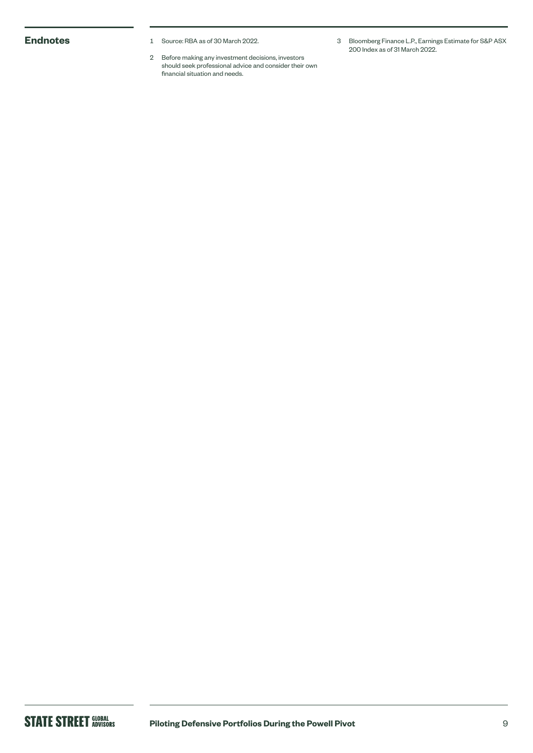## Endnotes

1. Source: RBA as of 30 March 2022.
2. Before making any investment decisions, investors should seek professional advice and consider their own financial situation and needs.
3. Bloomberg Finance L.P., Earnings Estimate for S&P ASX 200 Index as of 31 March 2022.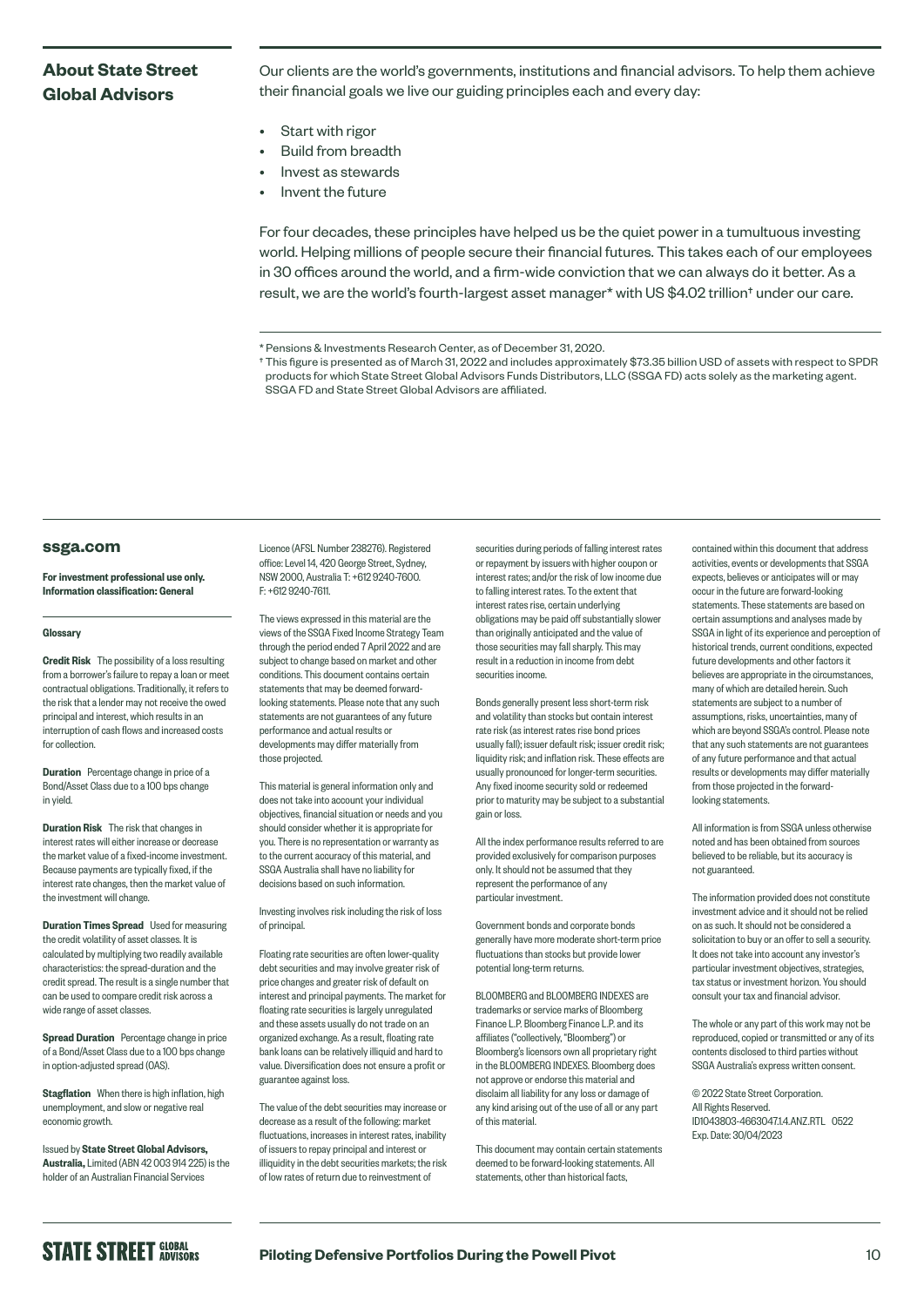## About State Street Global Advisors

Our clients are the world's governments, institutions and financial advisors. To help them achieve their financial goals we live our guiding principles each and every day:

- Start with rigor
- Build from breadth
- Invest as stewards
- Invent the future

For four decades, these principles have helped us be the quiet power in a tumultuous investing world. Helping millions of people secure their financial futures. This takes each of our employees in 30 offices around the world, and a firm-wide conviction that we can always do it better. As a result, we are the world's fourth-largest asset manager* with US $4.02 trillion† under our care.

* Pensions & Investments Research Center, as of December 31, 2020.

† This figure is presented as of March 31, 2022 and includes approximately $73.35 billion USD of assets with respect to SPDR products for which State Street Global Advisors Funds Distributors, LLC (SSGA FD) acts solely as the marketing agent. SSGA FD and State Street Global Advisors are affiliated.

**ssga.com**

**For investment professional use only.**
**Information classification: General**

**Glossary**

**Credit Risk** The possibility of a loss resulting from a borrower's failure to repay a loan or meet contractual obligations. Traditionally, it refers to the risk that a lender may not receive the owed principal and interest, which results in an interruption of cash flows and increased costs for collection.

**Duration** Percentage change in price of a Bond/Asset Class due to a 100 bps change in yield.

**Duration Risk** The risk that changes in interest rates will either increase or decrease the market value of a fixed-income investment. Because payments are typically fixed, if the interest rate changes, then the market value of the investment will change.

**Duration Times Spread** Used for measuring the credit volatility of asset classes. It is calculated by multiplying two readily available characteristics: the spread-duration and the credit spread. The result is a single number that can be used to compare credit risk across a wide range of asset classes.

**Spread Duration** Percentage change in price of a Bond/Asset Class due to a 100 bps change in option-adjusted spread (OAS).

**Stagflation** When there is high inflation, high unemployment, and slow or negative real economic growth.

Issued by **State Street Global Advisors, Australia,** Limited (ABN 42 003 914 225) is the holder of an Australian Financial Services Licence (AFSL Number 238276). Registered office: Level 14, 420 George Street, Sydney, NSW 2000, Australia T: +612 9240-7600. F: +612 9240-7611.

The views expressed in this material are the views of the SSGA Fixed Income Strategy Team through the period ended 7 April 2022 and are subject to change based on market and other conditions. This document contains certain statements that may be deemed forward-looking statements. Please note that any such statements are not guarantees of any future performance and actual results or developments may differ materially from those projected.

This material is general information only and does not take into account your individual objectives, financial situation or needs and you should consider whether it is appropriate for you. There is no representation or warranty as to the current accuracy of this material, and SSGA Australia shall have no liability for decisions based on such information.

Investing involves risk including the risk of loss of principal.

Floating rate securities are often lower-quality debt securities and may involve greater risk of price changes and greater risk of default on interest and principal payments. The market for floating rate securities is largely unregulated and these assets usually do not trade on an organized exchange. As a result, floating rate bank loans can be relatively illiquid and hard to value. Diversification does not ensure a profit or guarantee against loss.

The value of the debt securities may increase or decrease as a result of the following: market fluctuations, increases in interest rates, inability of issuers to repay principal and interest or illiquidity in the debt securities markets; the risk of low rates of return due to reinvestment of securities during periods of falling interest rates or repayment by issuers with higher coupon or interest rates; and/or the risk of low income due to falling interest rates. To the extent that interest rates rise, certain underlying obligations may be paid off substantially slower than originally anticipated and the value of those securities may fall sharply. This may result in a reduction in income from debt securities income.

Bonds generally present less short-term risk and volatility than stocks but contain interest rate risk (as interest rates rise bond prices usually fall); issuer default risk; issuer credit risk; liquidity risk; and inflation risk. These effects are usually pronounced for longer-term securities. Any fixed income security sold or redeemed prior to maturity may be subject to a substantial gain or loss.

All the index performance results referred to are provided exclusively for comparison purposes only. It should not be assumed that they represent the performance of any particular investment.

Government bonds and corporate bonds generally have more moderate short-term price fluctuations than stocks but provide lower potential long-term returns.

BLOOMBERG and BLOOMBERG INDEXES are trademarks or service marks of Bloomberg Finance L.P. Bloomberg Finance L.P. and its affiliates ("collectively, "Bloomberg") or Bloomberg's licensors own all proprietary right in the BLOOMBERG INDEXES. Bloomberg does not approve or endorse this material and disclaim all liability for any loss or damage of any kind arising out of the use of all or any part of this material.

This document may contain certain statements deemed to be forward-looking statements. All statements, other than historical facts, contained within this document that address activities, events or developments that SSGA expects, believes or anticipates will or may occur in the future are forward-looking statements. These statements are based on certain assumptions and analyses made by SSGA in light of its experience and perception of historical trends, current conditions, expected future developments and other factors it believes are appropriate in the circumstances, many of which are detailed herein. Such statements are subject to a number of assumptions, risks, uncertainties, many of which are beyond SSGA's control. Please note that any such statements are not guarantees of any future performance and that actual results or developments may differ materially from those projected in the forward-looking statements.

All information is from SSGA unless otherwise noted and has been obtained from sources believed to be reliable, but its accuracy is not guaranteed.

The information provided does not constitute investment advice and it should not be relied on as such. It should not be considered a solicitation to buy or an offer to sell a security. It does not take into account any investor's particular investment objectives, strategies, tax status or investment horizon. You should consult your tax and financial advisor.

The whole or any part of this work may not be reproduced, copied or transmitted or any of its contents disclosed to third parties without SSGA Australia's express written consent.

© 2022 State Street Corporation.
All Rights Reserved.
ID1043803-4663047.1.4.ANZ.RTL 0522
Exp. Date: 30/04/2023